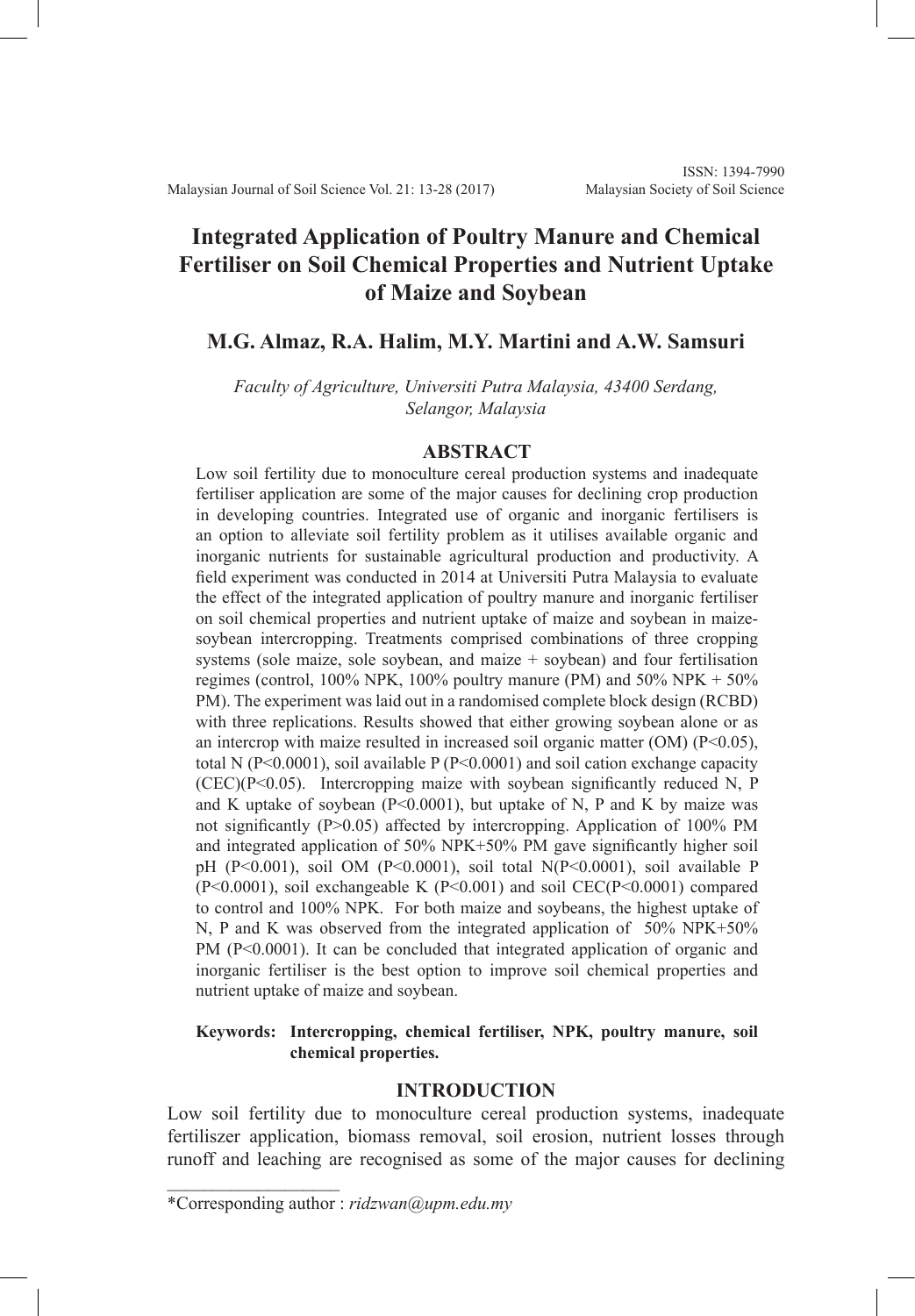# Integrated Application of Poultry Manure and Chemical Fertiliser on Soil Chemical Properties and Nutrient Uptake of Maize and Soybean

## M.G. Almaz, R.A. Halim, M.Y. Martini and A.W. Samsuri

*Faculty of Agriculture, Universiti Putra Malaysia, 43400 Serdang, Selangor, Malaysia*

## ABSTRACT

Low soil fertility due to monoculture cereal production systems and inadequate fertiliser application are some of the major causes for declining crop production in developing countries. Integrated use of organic and inorganic fertilisers is an option to alleviate soil fertility problem as it utilises available organic and inorganic nutrients for sustainable agricultural production and productivity. A field experiment was conducted in 2014 at Universiti Putra Malaysia to evaluate the effect of the integrated application of poultry manure and inorganic fertiliser on soil chemical properties and nutrient uptake of maize and soybean in maize-soybean intercropping. Treatments comprised combinations of three cropping systems (sole maize, sole soybean, and maize + soybean) and four fertilisation regimes (control, 100% NPK, 100% poultry manure (PM) and 50% NPK + 50% PM). The experiment was laid out in a randomised complete block design (RCBD) with three replications. Results showed that either growing soybean alone or as an intercrop with maize resulted in increased soil organic matter (OM) ($P<0.05$), total N ($P<0.0001$), soil available P ($P<0.0001$) and soil cation exchange capacity (CEC)($P<0.05$). Intercropping maize with soybean significantly reduced N, P and K uptake of soybean ($P<0.0001$), but uptake of N, P and K by maize was not significantly ($P>0.05$) affected by intercropping. Application of 100% PM and integrated application of 50% NPK+50% PM gave significantly higher soil pH ($P<0.001$), soil OM ($P<0.0001$), soil total N($P<0.0001$), soil available P ($P<0.0001$), soil exchangeable K ($P<0.001$) and soil CEC($P<0.0001$) compared to control and 100% NPK. For both maize and soybeans, the highest uptake of N, P and K was observed from the integrated application of 50% NPK+50% PM ($P<0.0001$). It can be concluded that integrated application of organic and inorganic fertiliser is the best option to improve soil chemical properties and nutrient uptake of maize and soybean.

**Keywords: Intercropping, chemical fertiliser, NPK, poultry manure, soil chemical properties.**

## INTRODUCTION

Low soil fertility due to monoculture cereal production systems, inadequate fertiliszer application, biomass removal, soil erosion, nutrient losses through runoff and leaching are recognised as some of the major causes for declining

---

*Corresponding author : *ridzwan@upm.edu.my*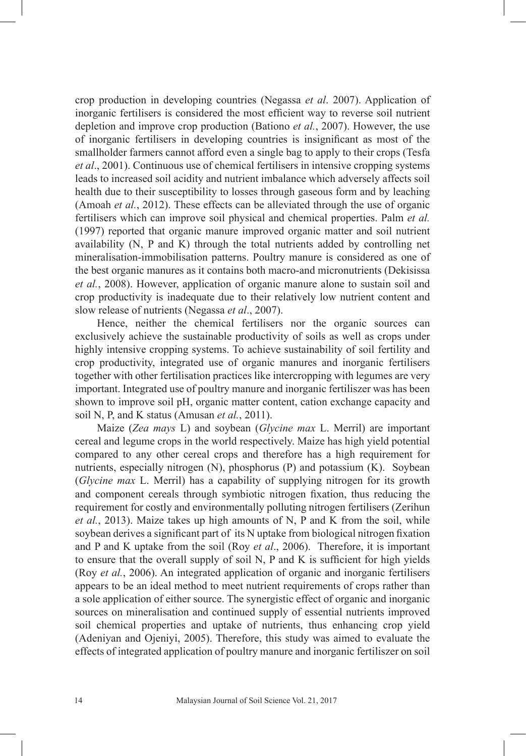crop production in developing countries (Negassa *et al*. 2007). Application of inorganic fertilisers is considered the most efficient way to reverse soil nutrient depletion and improve crop production (Bationo *et al.*, 2007). However, the use of inorganic fertilisers in developing countries is insignificant as most of the smallholder farmers cannot afford even a single bag to apply to their crops (Tesfa *et al*., 2001). Continuous use of chemical fertilisers in intensive cropping systems leads to increased soil acidity and nutrient imbalance which adversely affects soil health due to their susceptibility to losses through gaseous form and by leaching (Amoah *et al.*, 2012). These effects can be alleviated through the use of organic fertilisers which can improve soil physical and chemical properties. Palm *et al.* (1997) reported that organic manure improved organic matter and soil nutrient availability (N, P and K) through the total nutrients added by controlling net mineralisation-immobilisation patterns. Poultry manure is considered as one of the best organic manures as it contains both macro-and micronutrients (Dekisissa *et al.*, 2008). However, application of organic manure alone to sustain soil and crop productivity is inadequate due to their relatively low nutrient content and slow release of nutrients (Negassa *et al*., 2007).

Hence, neither the chemical fertilisers nor the organic sources can exclusively achieve the sustainable productivity of soils as well as crops under highly intensive cropping systems. To achieve sustainability of soil fertility and crop productivity, integrated use of organic manures and inorganic fertilisers together with other fertilisation practices like intercropping with legumes are very important. Integrated use of poultry manure and inorganic fertiliszer was has been shown to improve soil pH, organic matter content, cation exchange capacity and soil N, P, and K status (Amusan *et al.*, 2011).

Maize (*Zea mays* L) and soybean (*Glycine max* L. Merril) are important cereal and legume crops in the world respectively. Maize has high yield potential compared to any other cereal crops and therefore has a high requirement for nutrients, especially nitrogen (N), phosphorus (P) and potassium (K). Soybean (*Glycine max* L. Merril) has a capability of supplying nitrogen for its growth and component cereals through symbiotic nitrogen fixation, thus reducing the requirement for costly and environmentally polluting nitrogen fertilisers (Zerihun *et al.*, 2013). Maize takes up high amounts of N, P and K from the soil, while soybean derives a significant part of its N uptake from biological nitrogen fixation and P and K uptake from the soil (Roy *et al*., 2006). Therefore, it is important to ensure that the overall supply of soil N, P and K is sufficient for high yields (Roy *et al.*, 2006). An integrated application of organic and inorganic fertilisers appears to be an ideal method to meet nutrient requirements of crops rather than a sole application of either source. The synergistic effect of organic and inorganic sources on mineralisation and continued supply of essential nutrients improved soil chemical properties and uptake of nutrients, thus enhancing crop yield (Adeniyan and Ojeniyi, 2005). Therefore, this study was aimed to evaluate the effects of integrated application of poultry manure and inorganic fertiliszer on soil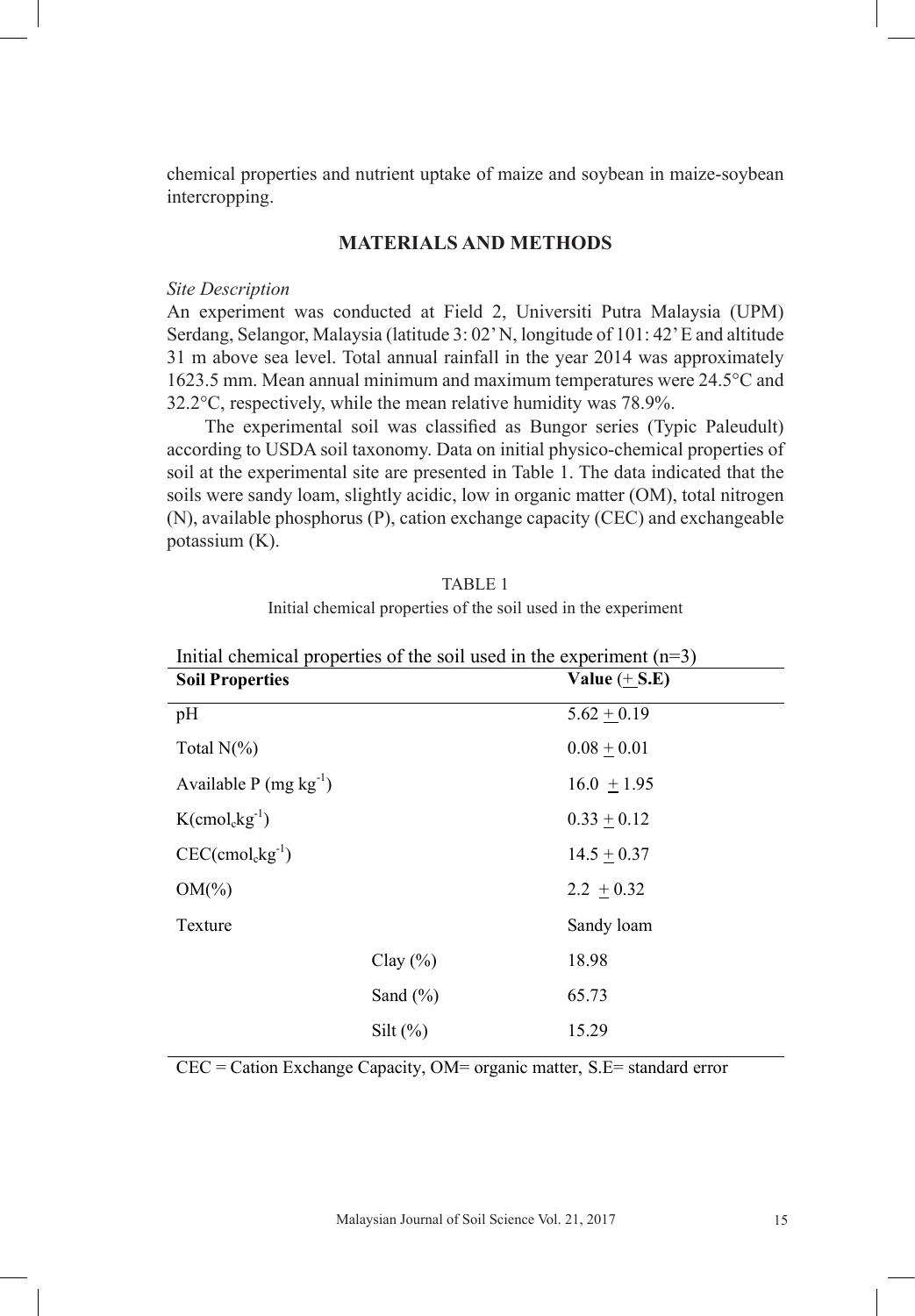chemical properties and nutrient uptake of maize and soybean in maize-soybean intercropping.

## MATERIALS AND METHODS

*Site Description*

An experiment was conducted at Field 2, Universiti Putra Malaysia (UPM) Serdang, Selangor, Malaysia (latitude 3: 02' N, longitude of 101: 42' E and altitude 31 m above sea level. Total annual rainfall in the year 2014 was approximately 1623.5 mm. Mean annual minimum and maximum temperatures were 24.5°C and 32.2°C, respectively, while the mean relative humidity was 78.9%.

The experimental soil was classified as Bungor series (Typic Paleudult) according to USDA soil taxonomy. Data on initial physico-chemical properties of soil at the experimental site are presented in Table 1. The data indicated that the soils were sandy loam, slightly acidic, low in organic matter (OM), total nitrogen (N), available phosphorus (P), cation exchange capacity (CEC) and exchangeable potassium (K).

TABLE 1

Initial chemical properties of the soil used in the experiment

Initial chemical properties of the soil used in the experiment (n=3)

| **Soil Properties** | | **Value (± S.E)** |
|---|---|---|
| pH | | 5.62 ± 0.19 |
| Total N(%) | | 0.08 ± 0.01 |
| Available P (mg $kg^{-1}$) | | 16.0 ± 1.95 |
| K($cmol_c kg^{-1}$) | | 0.33 ± 0.12 |
| CEC($cmol_c kg^{-1}$) | | 14.5 ± 0.37 |
| OM(%) | | 2.2 ± 0.32 |
| Texture | | Sandy loam |
| | Clay (%) | 18.98 |
| | Sand (%) | 65.73 |
| | Silt (%) | 15.29 |

CEC = Cation Exchange Capacity, OM= organic matter, S.E= standard error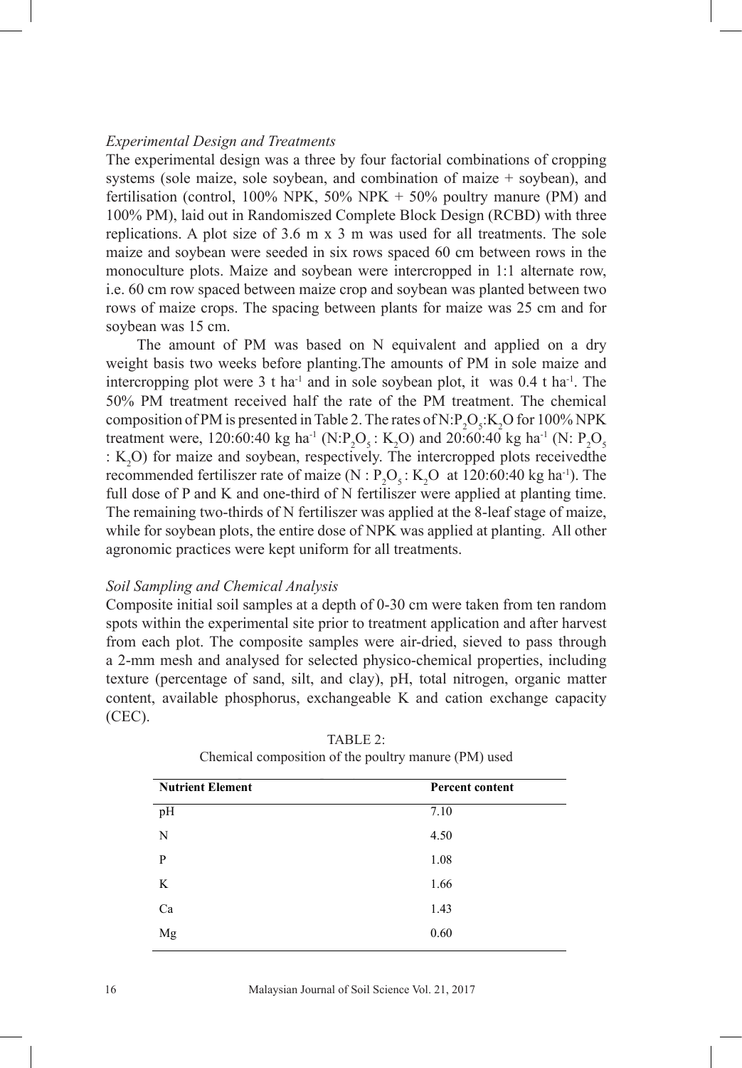*Experimental Design and Treatments*

The experimental design was a three by four factorial combinations of cropping systems (sole maize, sole soybean, and combination of maize + soybean), and fertilisation (control, 100% NPK, 50% NPK + 50% poultry manure (PM) and 100% PM), laid out in Randomiszed Complete Block Design (RCBD) with three replications. A plot size of 3.6 m x 3 m was used for all treatments. The sole maize and soybean were seeded in six rows spaced 60 cm between rows in the monoculture plots. Maize and soybean were intercropped in 1:1 alternate row, i.e. 60 cm row spaced between maize crop and soybean was planted between two rows of maize crops. The spacing between plants for maize was 25 cm and for soybean was 15 cm.

The amount of PM was based on N equivalent and applied on a dry weight basis two weeks before planting.The amounts of PM in sole maize and intercropping plot were 3 t $ha^{-1}$ and in sole soybean plot, it was 0.4 t $ha^{-1}$. The 50% PM treatment received half the rate of the PM treatment. The chemical composition of PM is presented in Table 2. The rates of $N:P_2O_5:K_2O$ for 100% NPK treatment were, 120:60:40 kg $ha^{-1}$ ($N:P_2O_5:K_2O$) and 20:60:40 kg $ha^{-1}$ ($N:P_2O_5:K_2O$) for maize and soybean, respectively. The intercropped plots receivedthe recommended fertiliszer rate of maize ($N:P_2O_5:K_2O$ at 120:60:40 kg $ha^{-1}$). The full dose of P and K and one-third of N fertiliszer were applied at planting time. The remaining two-thirds of N fertiliszer was applied at the 8-leaf stage of maize, while for soybean plots, the entire dose of NPK was applied at planting. All other agronomic practices were kept uniform for all treatments.

*Soil Sampling and Chemical Analysis*

Composite initial soil samples at a depth of 0-30 cm were taken from ten random spots within the experimental site prior to treatment application and after harvest from each plot. The composite samples were air-dried, sieved to pass through a 2-mm mesh and analysed for selected physico-chemical properties, including texture (percentage of sand, silt, and clay), pH, total nitrogen, organic matter content, available phosphorus, exchangeable K and cation exchange capacity (CEC).

TABLE 2:
Chemical composition of the poultry manure (PM) used

| **Nutrient Element** | **Percent content** |
|---|---|
| pH | 7.10 |
| N | 4.50 |
| P | 1.08 |
| K | 1.66 |
| Ca | 1.43 |
| Mg | 0.60 |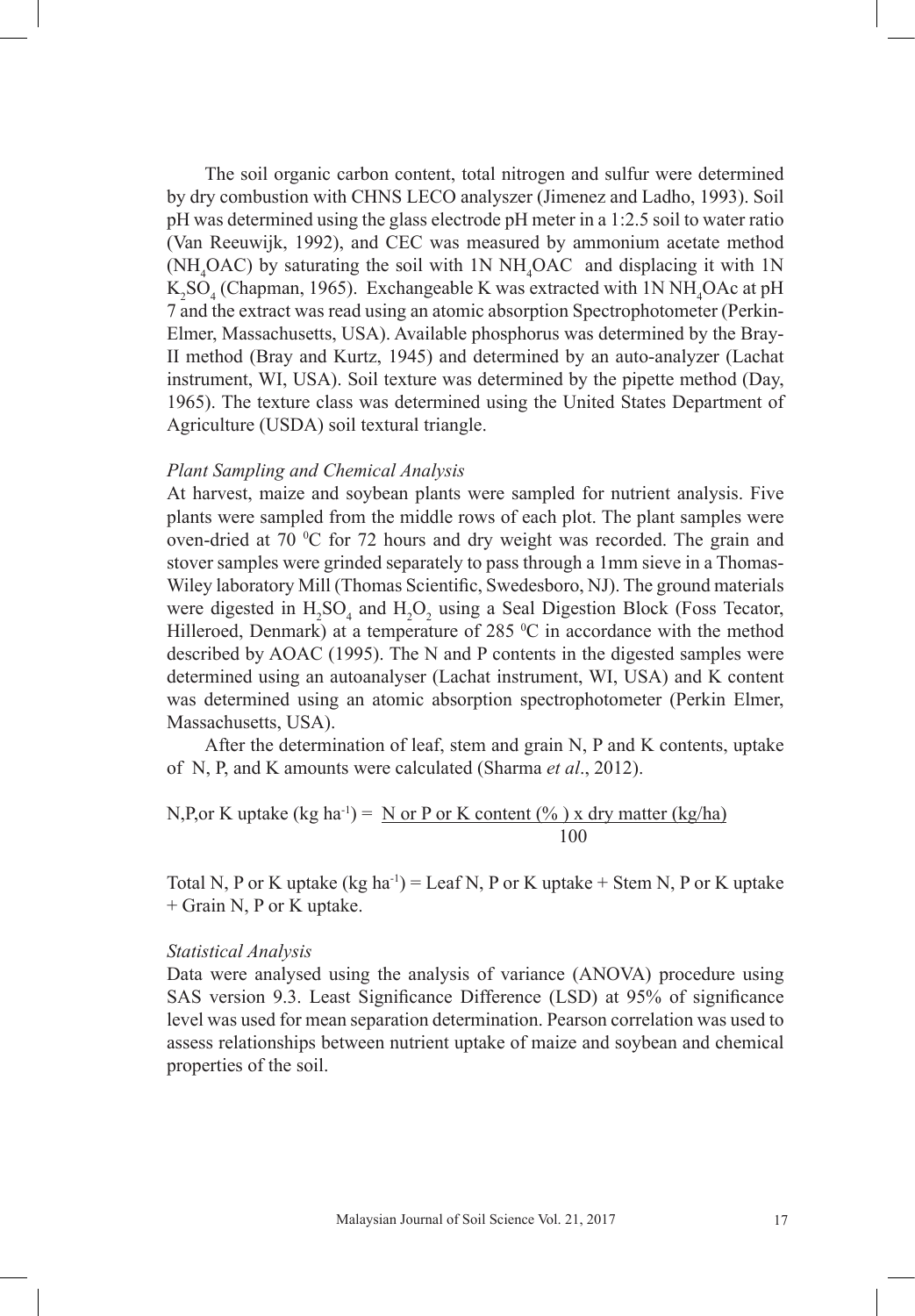The soil organic carbon content, total nitrogen and sulfur were determined by dry combustion with CHNS LECO analyszer (Jimenez and Ladho, 1993). Soil pH was determined using the glass electrode pH meter in a 1:2.5 soil to water ratio (Van Reeuwijk, 1992), and CEC was measured by ammonium acetate method ($NH_4OAC$) by saturating the soil with 1N $NH_4OAC$ and displacing it with 1N $K_2SO_4$ (Chapman, 1965). Exchangeable K was extracted with 1N $NH_4OAc$ at pH 7 and the extract was read using an atomic absorption Spectrophotometer (Perkin-Elmer, Massachusetts, USA). Available phosphorus was determined by the Bray-II method (Bray and Kurtz, 1945) and determined by an auto-analyzer (Lachat instrument, WI, USA). Soil texture was determined by the pipette method (Day, 1965). The texture class was determined using the United States Department of Agriculture (USDA) soil textural triangle.

*Plant Sampling and Chemical Analysis*

At harvest, maize and soybean plants were sampled for nutrient analysis. Five plants were sampled from the middle rows of each plot. The plant samples were oven-dried at 70 $^0$C for 72 hours and dry weight was recorded. The grain and stover samples were grinded separately to pass through a 1mm sieve in a Thomas-Wiley laboratory Mill (Thomas Scientific, Swedesboro, NJ). The ground materials were digested in $H_2SO_4$ and $H_2O_2$ using a Seal Digestion Block (Foss Tecator, Hilleroed, Denmark) at a temperature of 285 $^0$C in accordance with the method described by AOAC (1995). The N and P contents in the digested samples were determined using an autoanalyser (Lachat instrument, WI, USA) and K content was determined using an atomic absorption spectrophotometer (Perkin Elmer, Massachusetts, USA).

After the determination of leaf, stem and grain N, P and K contents, uptake of N, P, and K amounts were calculated (Sharma *et al*., 2012).

$$\text{N,P,or K uptake (kg ha}^{-1}) = \frac{\text{N or P or K content (\%) x dry matter (kg/ha)}}{100}$$

Total N, P or K uptake (kg ha$^{-1}$) = Leaf N, P or K uptake + Stem N, P or K uptake + Grain N, P or K uptake.

*Statistical Analysis*

Data were analysed using the analysis of variance (ANOVA) procedure using SAS version 9.3. Least Significance Difference (LSD) at 95% of significance level was used for mean separation determination. Pearson correlation was used to assess relationships between nutrient uptake of maize and soybean and chemical properties of the soil.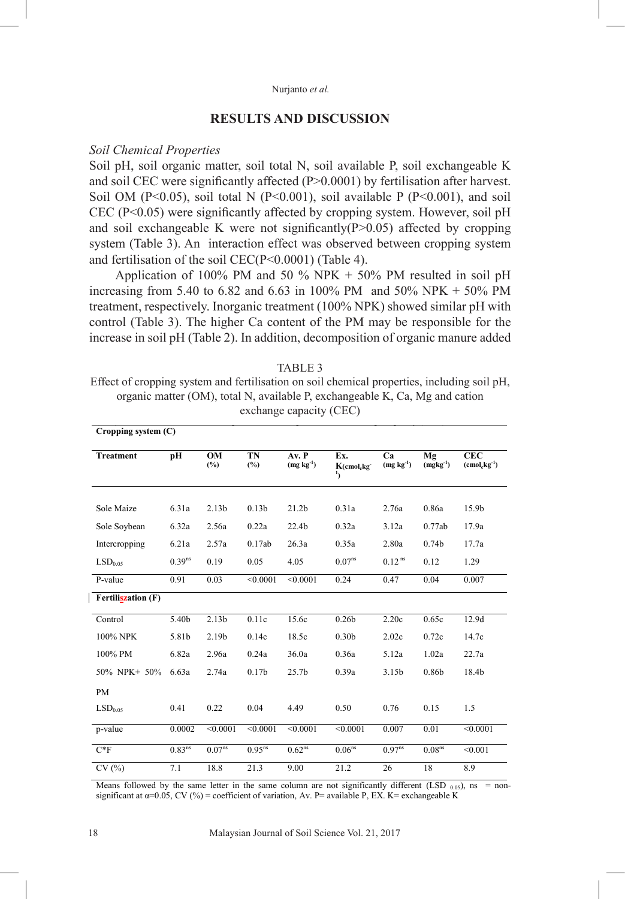## RESULTS AND DISCUSSION

### *Soil Chemical Properties*

Soil pH, soil organic matter, soil total N, soil available P, soil exchangeable K and soil CEC were significantly affected (P>0.0001) by fertilisation after harvest. Soil OM (P<0.05), soil total N (P<0.001), soil available P (P<0.001), and soil CEC (P<0.05) were significantly affected by cropping system. However, soil pH and soil exchangeable K were not significantly(P>0.05) affected by cropping system (Table 3). An interaction effect was observed between cropping system and fertilisation of the soil CEC(P<0.0001) (Table 4).

Application of 100% PM and 50 % NPK + 50% PM resulted in soil pH increasing from 5.40 to 6.82 and 6.63 in 100% PM and 50% NPK + 50% PM treatment, respectively. Inorganic treatment (100% NPK) showed similar pH with control (Table 3). The higher Ca content of the PM may be responsible for the increase in soil pH (Table 2). In addition, decomposition of organic manure added

TABLE 3

Effect of cropping system and fertilisation on soil chemical properties, including soil pH, organic matter (OM), total N, available P, exchangeable K, Ca, Mg and cation exchange capacity (CEC)

| **Cropping system (C)** | | | | | | | | |
|---|---|---|---|---|---|---|---|---|
| **Treatment** | **pH** | **OM (%)** | **TN (%)** | **Av. P ($mg\ kg^{-1}$)** | **Ex. K($cmol_c kg^{-1}$)** | **Ca ($mg\ kg^{-1}$)** | **Mg ($mgkg^{-1}$)** | **CEC ($cmol_c kg^{-1}$)** |
| Sole Maize | 6.31a | 2.13b | 0.13b | 21.2b | 0.31a | 2.76a | 0.86a | 15.9b |
| Sole Soybean | 6.32a | 2.56a | 0.22a | 22.4b | 0.32a | 3.12a | 0.77ab | 17.9a |
| Intercropping | 6.21a | 2.57a | 0.17ab | 26.3a | 0.35a | 2.80a | 0.74b | 17.7a |
| $LSD_{0.05}$ | $0.39^{ns}$ | 0.19 | 0.05 | 4.05 | $0.07^{ns}$ | $0.12^{ns}$ | 0.12 | 1.29 |
| P-value | 0.91 | 0.03 | <0.0001 | <0.0001 | 0.24 | 0.47 | 0.04 | 0.007 |
| **Fertilisation (F)** | | | | | | | | |
| Control | 5.40b | 2.13b | 0.11c | 15.6c | 0.26b | 2.20c | 0.65c | 12.9d |
| 100% NPK | 5.81b | 2.19b | 0.14c | 18.5c | 0.30b | 2.02c | 0.72c | 14.7c |
| 100% PM | 6.82a | 2.96a | 0.24a | 36.0a | 0.36a | 5.12a | 1.02a | 22.7a |
| 50% NPK+ 50% PM | 6.63a | 2.74a | 0.17b | 25.7b | 0.39a | 3.15b | 0.86b | 18.4b |
| $LSD_{0.05}$ | 0.41 | 0.22 | 0.04 | 4.49 | 0.50 | 0.76 | 0.15 | 1.5 |
| p-value | 0.0002 | <0.0001 | <0.0001 | <0.0001 | <0.0001 | 0.007 | 0.01 | <0.0001 |
| C*F | $0.83^{ns}$ | $0.07^{ns}$ | $0.95^{ns}$ | $0.62^{ns}$ | $0.06^{ns}$ | $0.97^{ns}$ | $0.08^{ns}$ | <0.001 |
| CV (%) | 7.1 | 18.8 | 21.3 | 9.00 | 21.2 | 26 | 18 | 8.9 |

Means followed by the same letter in the same column are not significantly different ($LSD_{0.05}$), ns = non-significant at α=0.05, CV (%) = coefficient of variation, Av. P= available P, EX. K= exchangeable K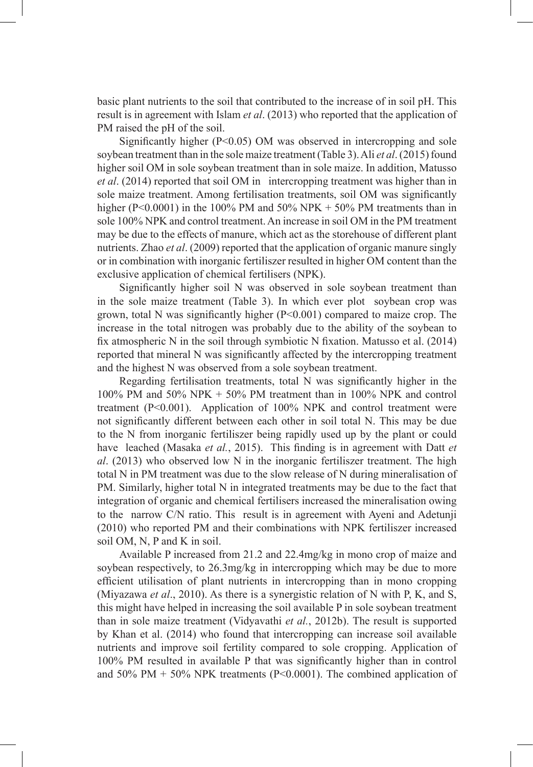basic plant nutrients to the soil that contributed to the increase of in soil pH. This result is in agreement with Islam *et al*. (2013) who reported that the application of PM raised the pH of the soil.

Significantly higher ($P<0.05$) OM was observed in intercropping and sole soybean treatment than in the sole maize treatment (Table 3). Ali *et al*. (2015) found higher soil OM in sole soybean treatment than in sole maize. In addition, Matusso *et al*. (2014) reported that soil OM in intercropping treatment was higher than in sole maize treatment. Among fertilisation treatments, soil OM was significantly higher ($P<0.0001$) in the 100% PM and 50% NPK + 50% PM treatments than in sole 100% NPK and control treatment. An increase in soil OM in the PM treatment may be due to the effects of manure, which act as the storehouse of different plant nutrients. Zhao *et al*. (2009) reported that the application of organic manure singly or in combination with inorganic fertiliszer resulted in higher OM content than the exclusive application of chemical fertilisers (NPK).

Significantly higher soil N was observed in sole soybean treatment than in the sole maize treatment (Table 3). In which ever plot soybean crop was grown, total N was significantly higher ($P<0.001$) compared to maize crop. The increase in the total nitrogen was probably due to the ability of the soybean to fix atmospheric N in the soil through symbiotic N fixation. Matusso et al. (2014) reported that mineral N was significantly affected by the intercropping treatment and the highest N was observed from a sole soybean treatment.

Regarding fertilisation treatments, total N was significantly higher in the 100% PM and 50% NPK + 50% PM treatment than in 100% NPK and control treatment ($P<0.001$). Application of 100% NPK and control treatment were not significantly different between each other in soil total N. This may be due to the N from inorganic fertiliszer being rapidly used up by the plant or could have leached (Masaka *et al.*, 2015). This finding is in agreement with Datt *et al*. (2013) who observed low N in the inorganic fertiliszer treatment. The high total N in PM treatment was due to the slow release of N during mineralisation of PM. Similarly, higher total N in integrated treatments may be due to the fact that integration of organic and chemical fertilisers increased the mineralisation owing to the narrow C/N ratio. This result is in agreement with Ayeni and Adetunji (2010) who reported PM and their combinations with NPK fertiliszer increased soil OM, N, P and K in soil.

Available P increased from 21.2 and 22.4mg/kg in mono crop of maize and soybean respectively, to 26.3mg/kg in intercropping which may be due to more efficient utilisation of plant nutrients in intercropping than in mono cropping (Miyazawa *et al*., 2010). As there is a synergistic relation of N with P, K, and S, this might have helped in increasing the soil available P in sole soybean treatment than in sole maize treatment (Vidyavathi *et al.*, 2012b). The result is supported by Khan et al. (2014) who found that intercropping can increase soil available nutrients and improve soil fertility compared to sole cropping. Application of 100% PM resulted in available P that was significantly higher than in control and 50% PM + 50% NPK treatments ($P<0.0001$). The combined application of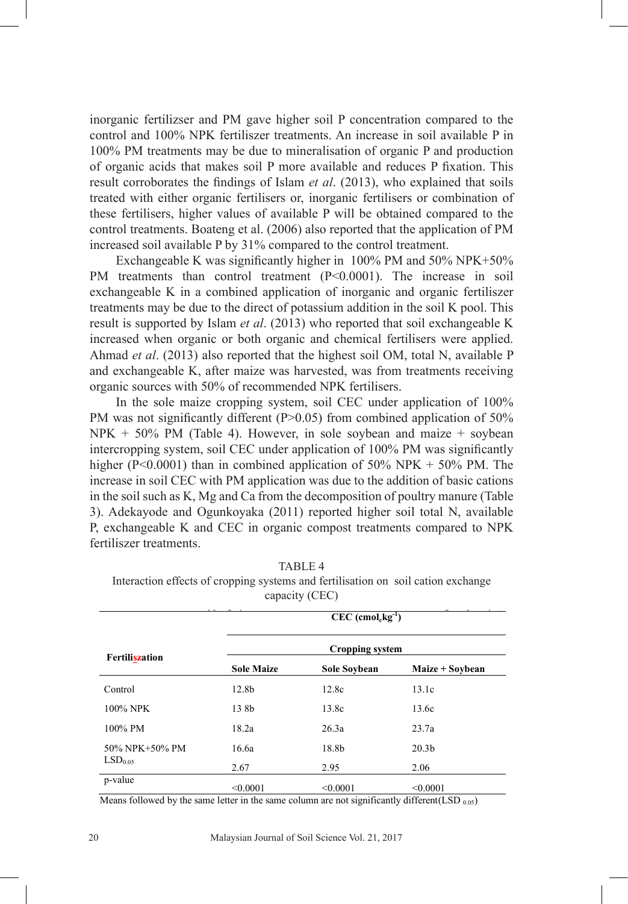inorganic fertilizser and PM gave higher soil P concentration compared to the control and 100% NPK fertiliszer treatments. An increase in soil available P in 100% PM treatments may be due to mineralisation of organic P and production of organic acids that makes soil P more available and reduces P fixation. This result corroborates the findings of Islam *et al*. (2013), who explained that soils treated with either organic fertilisers or, inorganic fertilisers or combination of these fertilisers, higher values of available P will be obtained compared to the control treatments. Boateng et al. (2006) also reported that the application of PM increased soil available P by 31% compared to the control treatment.

Exchangeable K was significantly higher in 100% PM and 50% NPK+50% PM treatments than control treatment (P<0.0001). The increase in soil exchangeable K in a combined application of inorganic and organic fertiliszer treatments may be due to the direct of potassium addition in the soil K pool. This result is supported by Islam *et al*. (2013) who reported that soil exchangeable K increased when organic or both organic and chemical fertilisers were applied. Ahmad *et al*. (2013) also reported that the highest soil OM, total N, available P and exchangeable K, after maize was harvested, was from treatments receiving organic sources with 50% of recommended NPK fertilisers.

In the sole maize cropping system, soil CEC under application of 100% PM was not significantly different (P>0.05) from combined application of 50% NPK + 50% PM (Table 4). However, in sole soybean and maize + soybean intercropping system, soil CEC under application of 100% PM was significantly higher (P<0.0001) than in combined application of 50% NPK + 50% PM. The increase in soil CEC with PM application was due to the addition of basic cations in the soil such as K, Mg and Ca from the decomposition of poultry manure (Table 3). Adekayode and Ogunkoyaka (2011) reported higher soil total N, available P, exchangeable K and CEC in organic compost treatments compared to NPK fertiliszer treatments.

TABLE 4
Interaction effects of cropping systems and fertilisation on soil cation exchange capacity (CEC)

| Fertiliszation | CEC ($cmol_c kg^{-1}$) | | |
|---|---|---|---|
| | Cropping system | | |
| | **Sole Maize** | **Sole Soybean** | **Maize + Soybean** |
| Control | 12.8b | 12.8c | 13.1c |
| 100% NPK | 13 8b | 13.8c | 13.6c |
| 100% PM | 18.2a | 26.3a | 23.7a |
| 50% NPK+50% PM | 16.6a | 18.8b | 20.3b |
| $LSD_{0.05}$ | 2.67 | 2.95 | 2.06 |
| p-value | <0.0001 | <0.0001 | <0.0001 |

Means followed by the same letter in the same column are not significantly different($LSD_{0.05}$)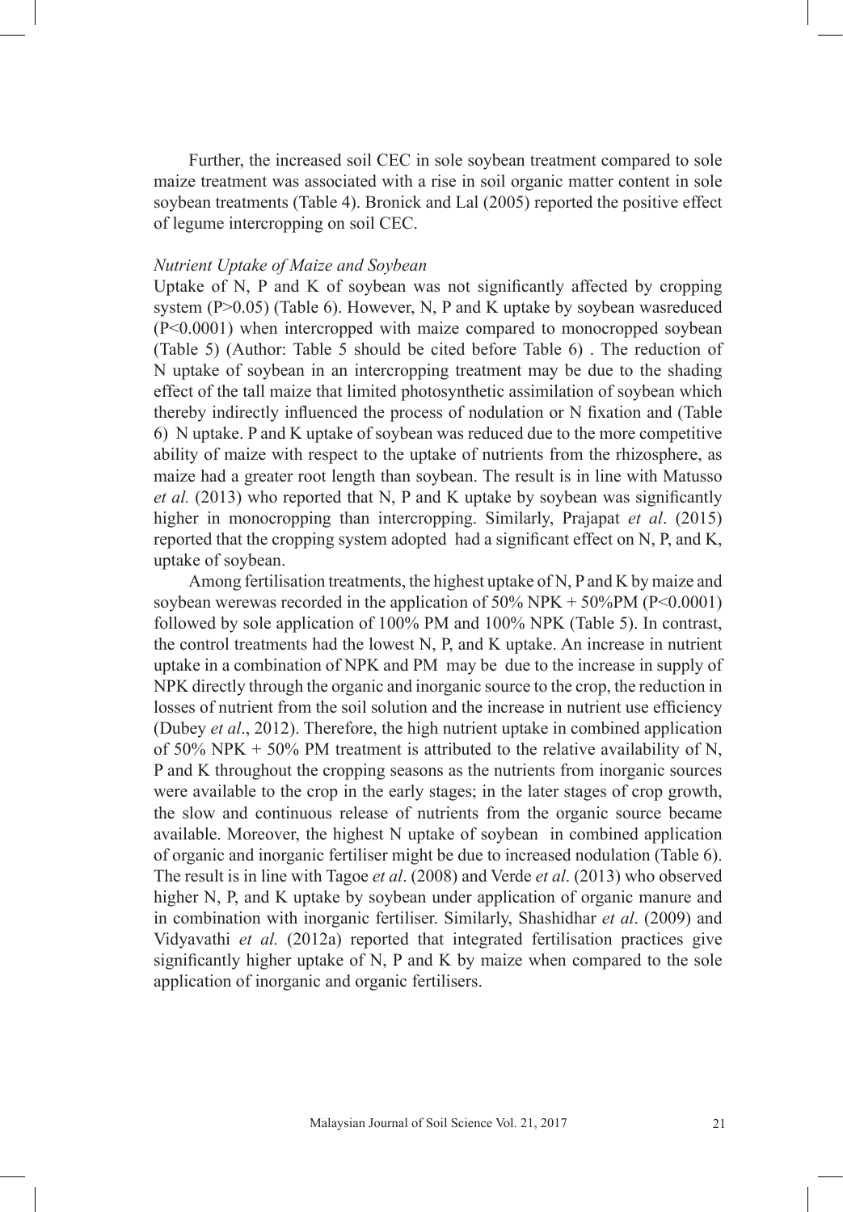Further, the increased soil CEC in sole soybean treatment compared to sole maize treatment was associated with a rise in soil organic matter content in sole soybean treatments (Table 4). Bronick and Lal (2005) reported the positive effect of legume intercropping on soil CEC.

### *Nutrient Uptake of Maize and Soybean*

Uptake of N, P and K of soybean was not significantly affected by cropping system ($P>0.05$) (Table 6). However, N, P and K uptake by soybean wasreduced ($P<0.0001$) when intercropped with maize compared to monocropped soybean (Table 5) (Author: Table 5 should be cited before Table 6) . The reduction of N uptake of soybean in an intercropping treatment may be due to the shading effect of the tall maize that limited photosynthetic assimilation of soybean which thereby indirectly influenced the process of nodulation or N fixation and (Table 6) N uptake. P and K uptake of soybean was reduced due to the more competitive ability of maize with respect to the uptake of nutrients from the rhizosphere, as maize had a greater root length than soybean. The result is in line with Matusso *et al.* (2013) who reported that N, P and K uptake by soybean was significantly higher in monocropping than intercropping. Similarly, Prajapat *et al*. (2015) reported that the cropping system adopted had a significant effect on N, P, and K, uptake of soybean.

Among fertilisation treatments, the highest uptake of N, P and K by maize and soybean werewas recorded in the application of 50% NPK + 50%PM ($P<0.0001$) followed by sole application of 100% PM and 100% NPK (Table 5). In contrast, the control treatments had the lowest N, P, and K uptake. An increase in nutrient uptake in a combination of NPK and PM may be due to the increase in supply of NPK directly through the organic and inorganic source to the crop, the reduction in losses of nutrient from the soil solution and the increase in nutrient use efficiency (Dubey *et al*., 2012). Therefore, the high nutrient uptake in combined application of 50% NPK + 50% PM treatment is attributed to the relative availability of N, P and K throughout the cropping seasons as the nutrients from inorganic sources were available to the crop in the early stages; in the later stages of crop growth, the slow and continuous release of nutrients from the organic source became available. Moreover, the highest N uptake of soybean in combined application of organic and inorganic fertiliser might be due to increased nodulation (Table 6). The result is in line with Tagoe *et al*. (2008) and Verde *et al*. (2013) who observed higher N, P, and K uptake by soybean under application of organic manure and in combination with inorganic fertiliser. Similarly, Shashidhar *et al*. (2009) and Vidyavathi *et al.* (2012a) reported that integrated fertilisation practices give significantly higher uptake of N, P and K by maize when compared to the sole application of inorganic and organic fertilisers.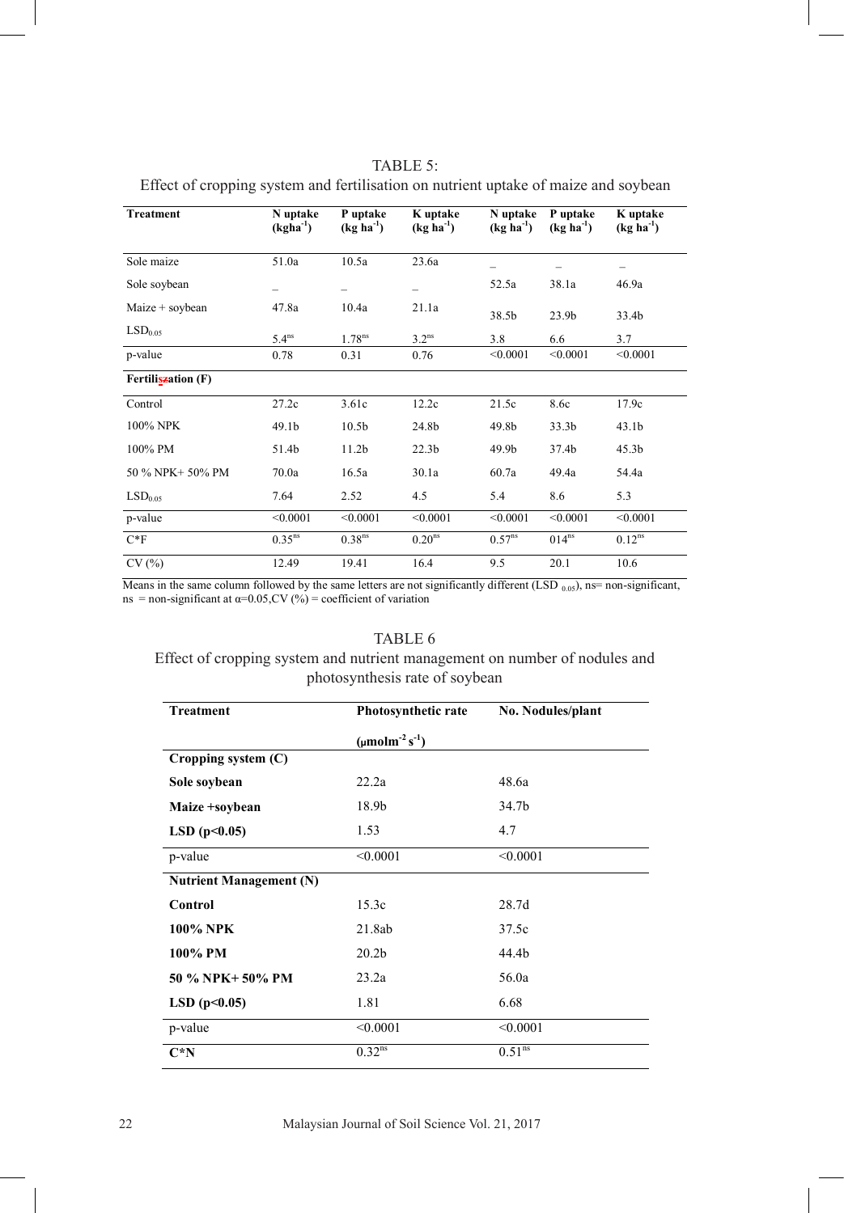TABLE 5:
Effect of cropping system and fertilisation on nutrient uptake of maize and soybean

| Treatment | N uptake (kgha$^{-1}$) | P uptake (kg ha$^{-1}$) | K uptake (kg ha$^{-1}$) | N uptake (kg ha$^{-1}$) | P uptake (kg ha$^{-1}$) | K uptake (kg ha$^{-1}$) |
|---|---|---|---|---|---|---|
| Sole maize | 51.0a | 10.5a | 23.6a | _ | _ | _ |
| Sole soybean | _ | _ | _ | 52.5a | 38.1a | 46.9a |
| Maize + soybean | 47.8a | 10.4a | 21.1a | 38.5b | 23.9b | 33.4b |
| $LSD_{0.05}$ | $5.4^{ns}$ | $1.78^{ns}$ | $3.2^{ns}$ | 3.8 | 6.6 | 3.7 |
| p-value | 0.78 | 0.31 | 0.76 | <0.0001 | <0.0001 | <0.0001 |
| **Fertilisation (F)** | | | | | | |
| Control | 27.2c | 3.61c | 12.2c | 21.5c | 8.6c | 17.9c |
| 100% NPK | 49.1b | 10.5b | 24.8b | 49.8b | 33.3b | 43.1b |
| 100% PM | 51.4b | 11.2b | 22.3b | 49.9b | 37.4b | 45.3b |
| 50 % NPK+ 50% PM | 70.0a | 16.5a | 30.1a | 60.7a | 49.4a | 54.4a |
| $LSD_{0.05}$ | 7.64 | 2.52 | 4.5 | 5.4 | 8.6 | 5.3 |
| p-value | <0.0001 | <0.0001 | <0.0001 | <0.0001 | <0.0001 | <0.0001 |
| C*F | $0.35^{ns}$ | $0.38^{ns}$ | $0.20^{ns}$ | $0.57^{ns}$ | $014^{ns}$ | $0.12^{ns}$ |
| CV (%) | 12.49 | 19.41 | 16.4 | 9.5 | 20.1 | 10.6 |

Means in the same column followed by the same letters are not significantly different ($LSD_{0.05}$), ns= non-significant, ns = non-significant at α=0.05,CV (%) = coefficient of variation

TABLE 6
Effect of cropping system and nutrient management on number of nodules and photosynthesis rate of soybean

| Treatment | Photosynthetic rate (μmolm$^{-2}$ s$^{-1}$) | No. Nodules/plant |
|---|---|---|
| **Cropping system (C)** | | |
| **Sole soybean** | 22.2a | 48.6a |
| **Maize +soybean** | 18.9b | 34.7b |
| **LSD (p<0.05)** | 1.53 | 4.7 |
| p-value | <0.0001 | <0.0001 |
| **Nutrient Management (N)** | | |
| **Control** | 15.3c | 28.7d |
| **100% NPK** | 21.8ab | 37.5c |
| **100% PM** | 20.2b | 44.4b |
| **50 % NPK+ 50% PM** | 23.2a | 56.0a |
| **LSD (p<0.05)** | 1.81 | 6.68 |
| p-value | <0.0001 | <0.0001 |
| **C*N** | $0.32^{ns}$ | $0.51^{ns}$ |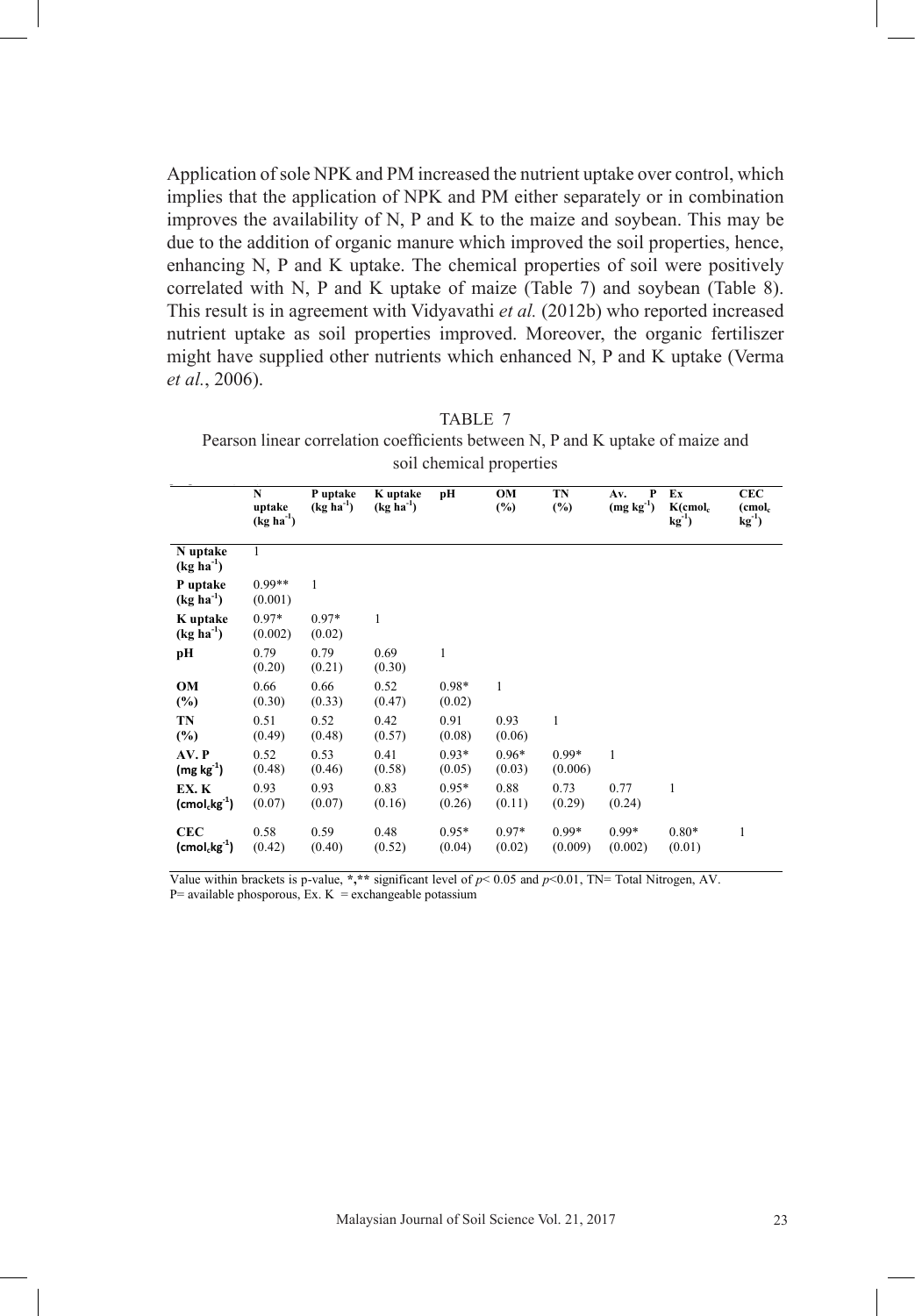Application of sole NPK and PM increased the nutrient uptake over control, which implies that the application of NPK and PM either separately or in combination improves the availability of N, P and K to the maize and soybean. This may be due to the addition of organic manure which improved the soil properties, hence, enhancing N, P and K uptake. The chemical properties of soil were positively correlated with N, P and K uptake of maize (Table 7) and soybean (Table 8). This result is in agreement with Vidyavathi *et al.* (2012b) who reported increased nutrient uptake as soil properties improved. Moreover, the organic fertiliszer might have supplied other nutrients which enhanced N, P and K uptake (Verma *et al.*, 2006).

TABLE 7

Pearson linear correlation coefficients between N, P and K uptake of maize and soil chemical properties

| | **N uptake ($kg\ ha^{-1}$)** | **P uptake ($kg\ ha^{-1}$)** | **K uptake ($kg\ ha^{-1}$)** | **pH** | **OM (%)** | **TN (%)** | **Av. P ($mg\ kg^{-1}$)** | **Ex K($cmol_c\ kg^{-1}$)** | **CEC ($cmol_c\ kg^{-1}$)** |
|---|---|---|---|---|---|---|---|---|---|
| **N uptake ($kg\ ha^{-1}$)** | 1 | | | | | | | | |
| **P uptake ($kg\ ha^{-1}$)** | 0.99** (0.001) | 1 | | | | | | | |
| **K uptake ($kg\ ha^{-1}$)** | 0.97* (0.002) | 0.97* (0.02) | 1 | | | | | | |
| **pH** | 0.79 (0.20) | 0.79 (0.21) | 0.69 (0.30) | 1 | | | | | |
| **OM (%)** | 0.66 (0.30) | 0.66 (0.33) | 0.52 (0.47) | 0.98* (0.02) | 1 | | | | |
| **TN (%)** | 0.51 (0.49) | 0.52 (0.48) | 0.42 (0.57) | 0.91 (0.08) | 0.93 (0.06) | 1 | | | |
| **AV. P ($mg\ kg^{-1}$)** | 0.52 (0.48) | 0.53 (0.46) | 0.41 (0.58) | 0.93* (0.05) | 0.96* (0.03) | 0.99* (0.006) | 1 | | |
| **EX. K ($cmol_c kg^{-1}$)** | 0.93 (0.07) | 0.93 (0.07) | 0.83 (0.16) | 0.95* (0.26) | 0.88 (0.11) | 0.73 (0.29) | 0.77 (0.24) | 1 | |
| **CEC ($cmol_c kg^{-1}$)** | 0.58 (0.42) | 0.59 (0.40) | 0.48 (0.52) | 0.95* (0.04) | 0.97* (0.02) | 0.99* (0.009) | 0.99* (0.002) | 0.80* (0.01) | 1 |

Value within brackets is p-value, *,** significant level of $p < 0.05$ and $p<0.01$, TN= Total Nitrogen, AV. P= available phosporous, Ex. K = exchangeable potassium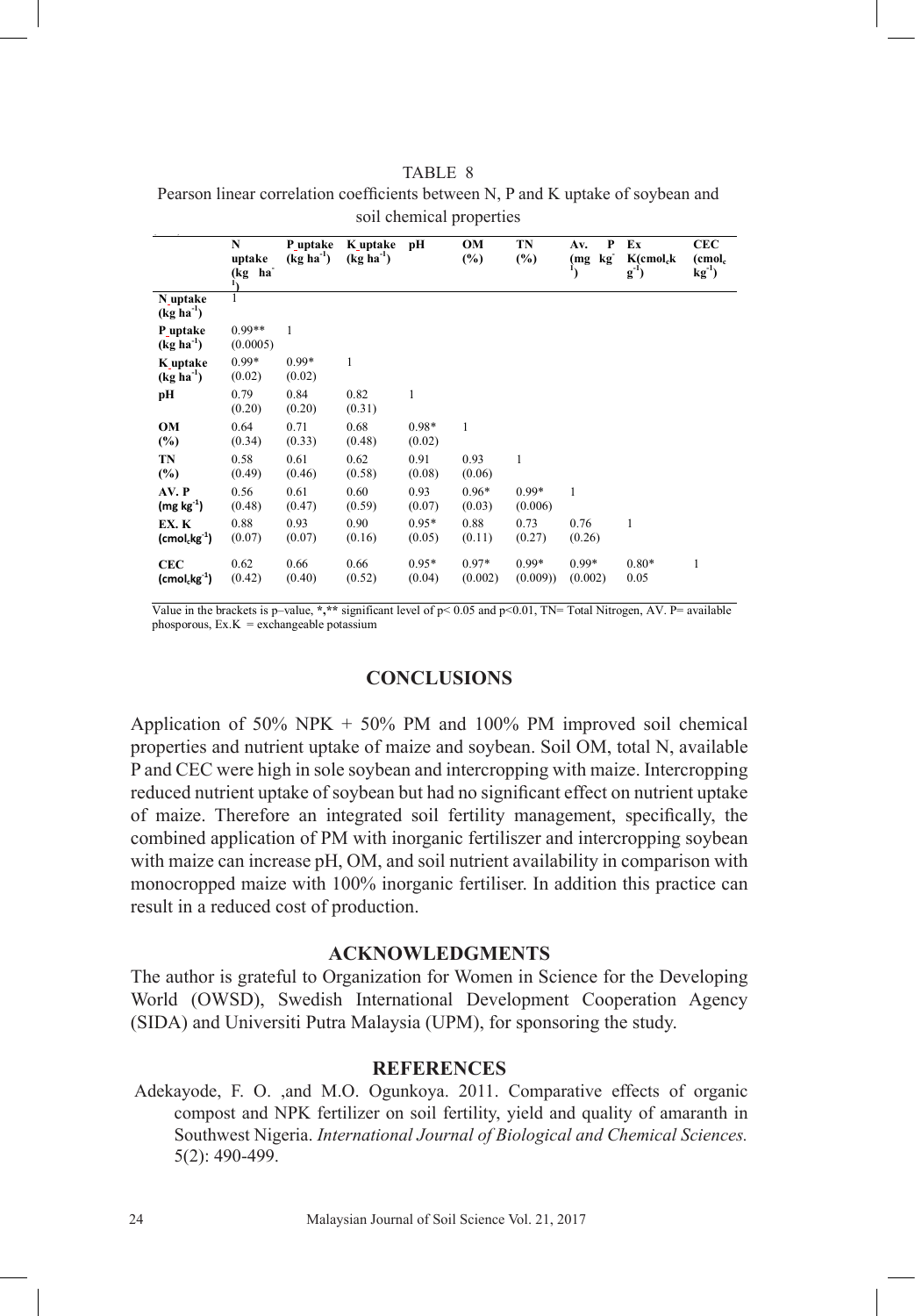TABLE 8

Pearson linear correlation coefficients between N, P and K uptake of soybean and soil chemical properties

| | N uptake (kg ha$^{-1}$) | P uptake (kg ha$^{-1}$) | K uptake (kg ha$^{-1}$) | pH | OM (%) | TN (%) | Av. P (mg kg$^{-1}$) | Ex K(cmol$_c$kg$^{-1}$) | CEC (cmol$_c$ kg$^{-1}$) |
|---|---|---|---|---|---|---|---|---|---|
| **N uptake (kg ha$^{-1}$)** | 1 | | | | | | | | |
| **P uptake (kg ha$^{-1}$)** | 0.99** (0.0005) | 1 | | | | | | | |
| **K uptake (kg ha$^{-1}$)** | 0.99* (0.02) | 0.99* (0.02) | 1 | | | | | | |
| **pH** | 0.79 (0.20) | 0.84 (0.20) | 0.82 (0.31) | 1 | | | | | |
| **OM (%)** | 0.64 (0.34) | 0.71 (0.33) | 0.68 (0.48) | 0.98* (0.02) | 1 | | | | |
| **TN (%)** | 0.58 (0.49) | 0.61 (0.46) | 0.62 (0.58) | 0.91 (0.08) | 0.93 (0.06) | 1 | | | |
| **AV. P (mg kg$^{-1}$)** | 0.56 (0.48) | 0.61 (0.47) | 0.60 (0.59) | 0.93 (0.07) | 0.96* (0.03) | 0.99* (0.006) | 1 | | |
| **EX. K (cmol$_c$kg$^{-1}$)** | 0.88 (0.07) | 0.93 (0.07) | 0.90 (0.16) | 0.95* (0.05) | 0.88 (0.11) | 0.73 (0.27) | 0.76 (0.26) | 1 | |
| **CEC (cmol$_c$kg$^{-1}$)** | 0.62 (0.42) | 0.66 (0.40) | 0.66 (0.52) | 0.95* (0.04) | 0.97* (0.002) | 0.99* (0.009)) | 0.99* (0.002) | 0.80* 0.05 | 1 |

Value in the brackets is p–value, *,** significant level of $p < 0.05$ and $p < 0.01$, TN= Total Nitrogen, AV. P= available phosporous, Ex.K = exchangeable potassium

## CONCLUSIONS

Application of 50% NPK + 50% PM and 100% PM improved soil chemical properties and nutrient uptake of maize and soybean. Soil OM, total N, available P and CEC were high in sole soybean and intercropping with maize. Intercropping reduced nutrient uptake of soybean but had no significant effect on nutrient uptake of maize. Therefore an integrated soil fertility management, specifically, the combined application of PM with inorganic fertiliszer and intercropping soybean with maize can increase pH, OM, and soil nutrient availability in comparison with monocropped maize with 100% inorganic fertiliser. In addition this practice can result in a reduced cost of production.

## ACKNOWLEDGMENTS

The author is grateful to Organization for Women in Science for the Developing World (OWSD), Swedish International Development Cooperation Agency (SIDA) and Universiti Putra Malaysia (UPM), for sponsoring the study.

## REFERENCES

Adekayode, F. O. ,and M.O. Ogunkoya. 2011. Comparative effects of organic compost and NPK fertilizer on soil fertility, yield and quality of amaranth in Southwest Nigeria. *International Journal of Biological and Chemical Sciences.* 5(2): 490-499.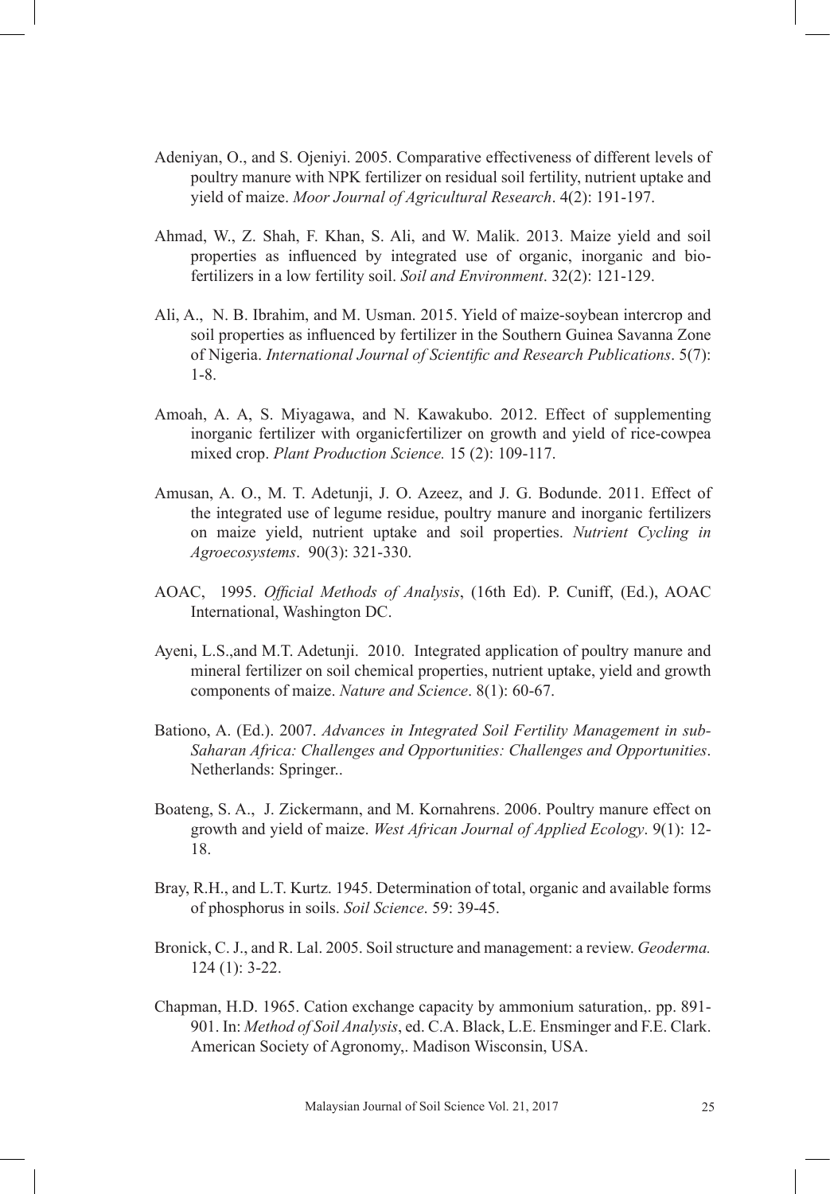Adeniyan, O., and S. Ojeniyi. 2005. Comparative effectiveness of different levels of poultry manure with NPK fertilizer on residual soil fertility, nutrient uptake and yield of maize. *Moor Journal of Agricultural Research*. 4(2): 191-197.

Ahmad, W., Z. Shah, F. Khan, S. Ali, and W. Malik. 2013. Maize yield and soil properties as influenced by integrated use of organic, inorganic and bio-fertilizers in a low fertility soil. *Soil and Environment*. 32(2): 121-129.

Ali, A., N. B. Ibrahim, and M. Usman. 2015. Yield of maize-soybean intercrop and soil properties as influenced by fertilizer in the Southern Guinea Savanna Zone of Nigeria. *International Journal of Scientific and Research Publications*. 5(7): 1-8.

Amoah, A. A, S. Miyagawa, and N. Kawakubo. 2012. Effect of supplementing inorganic fertilizer with organicfertilizer on growth and yield of rice-cowpea mixed crop. *Plant Production Science.* 15 (2): 109-117.

Amusan, A. O., M. T. Adetunji, J. O. Azeez, and J. G. Bodunde. 2011. Effect of the integrated use of legume residue, poultry manure and inorganic fertilizers on maize yield, nutrient uptake and soil properties. *Nutrient Cycling in Agroecosystems*. 90(3): 321-330.

AOAC, 1995. *Official Methods of Analysis*, (16th Ed). P. Cuniff, (Ed.), AOAC International, Washington DC.

Ayeni, L.S.,and M.T. Adetunji. 2010. Integrated application of poultry manure and mineral fertilizer on soil chemical properties, nutrient uptake, yield and growth components of maize. *Nature and Science*. 8(1): 60-67.

Bationo, A. (Ed.). 2007. *Advances in Integrated Soil Fertility Management in sub-Saharan Africa: Challenges and Opportunities: Challenges and Opportunities*. Netherlands: Springer..

Boateng, S. A., J. Zickermann, and M. Kornahrens. 2006. Poultry manure effect on growth and yield of maize. *West African Journal of Applied Ecology*. 9(1): 12-18.

Bray, R.H., and L.T. Kurtz. 1945. Determination of total, organic and available forms of phosphorus in soils. *Soil Science*. 59: 39-45.

Bronick, C. J., and R. Lal. 2005. Soil structure and management: a review. *Geoderma.* 124 (1): 3-22.

Chapman, H.D. 1965. Cation exchange capacity by ammonium saturation,. pp. 891-901. In: *Method of Soil Analysis*, ed. C.A. Black, L.E. Ensminger and F.E. Clark. American Society of Agronomy,. Madison Wisconsin, USA.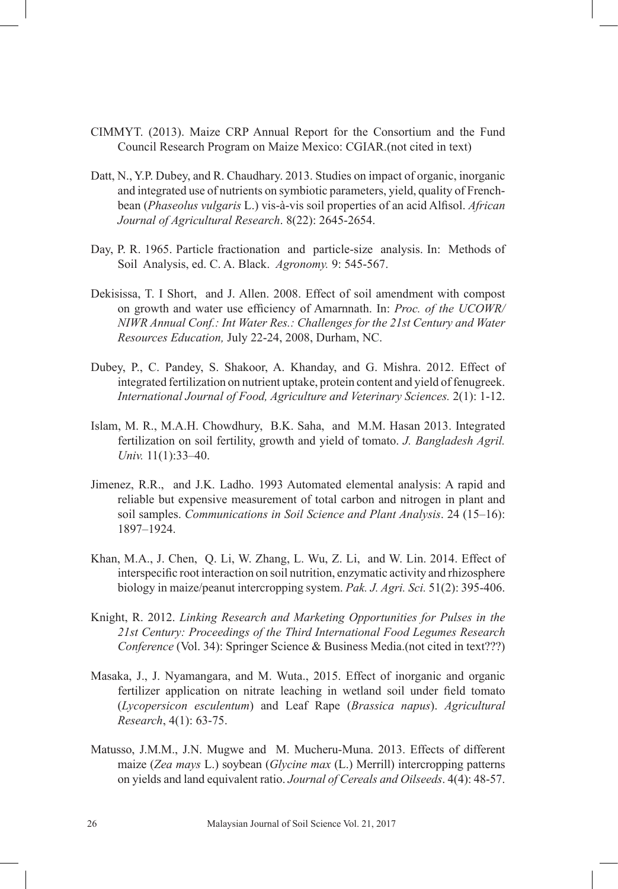CIMMYT. (2013). Maize CRP Annual Report for the Consortium and the Fund Council Research Program on Maize Mexico: CGIAR.(not cited in text)

Datt, N., Y.P. Dubey, and R. Chaudhary. 2013. Studies on impact of organic, inorganic and integrated use of nutrients on symbiotic parameters, yield, quality of French-bean (*Phaseolus vulgaris* L.) vis-à-vis soil properties of an acid Alfisol. *African Journal of Agricultural Research*. 8(22): 2645-2654.

Day, P. R. 1965. Particle fractionation and particle-size analysis. In: Methods of Soil Analysis, ed. C. A. Black. *Agronomy.* 9: 545-567.

Dekisissa, T. I Short, and J. Allen. 2008. Effect of soil amendment with compost on growth and water use efficiency of Amarnnath. In: *Proc. of the UCOWR/ NIWR Annual Conf.: Int Water Res.: Challenges for the 21st Century and Water Resources Education,* July 22-24, 2008, Durham, NC.

Dubey, P., C. Pandey, S. Shakoor, A. Khanday, and G. Mishra. 2012. Effect of integrated fertilization on nutrient uptake, protein content and yield of fenugreek. *International Journal of Food, Agriculture and Veterinary Sciences.* 2(1): 1-12.

Islam, M. R., M.A.H. Chowdhury, B.K. Saha, and M.M. Hasan 2013. Integrated fertilization on soil fertility, growth and yield of tomato. *J. Bangladesh Agril. Univ.* 11(1):33–40.

Jimenez, R.R., and J.K. Ladho. 1993 Automated elemental analysis: A rapid and reliable but expensive measurement of total carbon and nitrogen in plant and soil samples. *Communications in Soil Science and Plant Analysis*. 24 (15–16): 1897–1924.

Khan, M.A., J. Chen, Q. Li, W. Zhang, L. Wu, Z. Li, and W. Lin. 2014. Effect of interspecific root interaction on soil nutrition, enzymatic activity and rhizosphere biology in maize/peanut intercropping system. *Pak. J. Agri. Sci.* 51(2): 395-406.

Knight, R. 2012. *Linking Research and Marketing Opportunities for Pulses in the 21st Century: Proceedings of the Third International Food Legumes Research Conference* (Vol. 34): Springer Science & Business Media.(not cited in text???)

Masaka, J., J. Nyamangara, and M. Wuta., 2015. Effect of inorganic and organic fertilizer application on nitrate leaching in wetland soil under field tomato (*Lycopersicon esculentum*) and Leaf Rape (*Brassica napus*). *Agricultural Research*, 4(1): 63-75.

Matusso, J.M.M., J.N. Mugwe and M. Mucheru-Muna. 2013. Effects of different maize (*Zea mays* L.) soybean (*Glycine max* (L.) Merrill) intercropping patterns on yields and land equivalent ratio. *Journal of Cereals and Oilseeds*. 4(4): 48-57.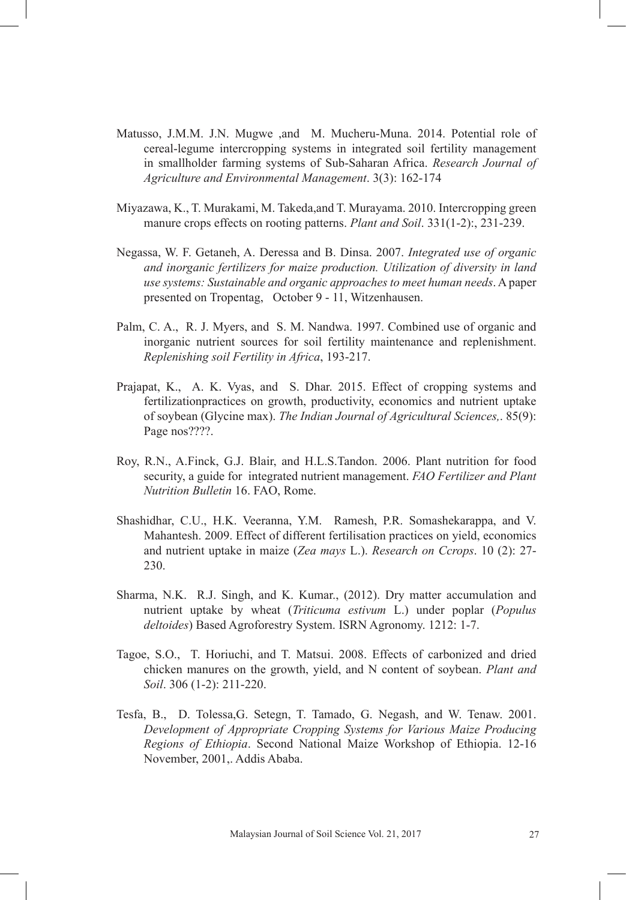Matusso, J.M.M. J.N. Mugwe ,and M. Mucheru-Muna. 2014. Potential role of cereal-legume intercropping systems in integrated soil fertility management in smallholder farming systems of Sub-Saharan Africa. *Research Journal of Agriculture and Environmental Management*. 3(3): 162-174

Miyazawa, K., T. Murakami, M. Takeda,and T. Murayama. 2010. Intercropping green manure crops effects on rooting patterns. *Plant and Soil*. 331(1-2):, 231-239.

Negassa, W. F. Getaneh, A. Deressa and B. Dinsa. 2007. *Integrated use of organic and inorganic fertilizers for maize production. Utilization of diversity in land use systems: Sustainable and organic approaches to meet human needs*. A paper presented on Tropentag, October 9 - 11, Witzenhausen.

Palm, C. A., R. J. Myers, and S. M. Nandwa. 1997. Combined use of organic and inorganic nutrient sources for soil fertility maintenance and replenishment. *Replenishing soil Fertility in Africa*, 193-217.

Prajapat, K., A. K. Vyas, and S. Dhar. 2015. Effect of cropping systems and fertilizationpractices on growth, productivity, economics and nutrient uptake of soybean (Glycine max). *The Indian Journal of Agricultural Sciences,*. 85(9): Page nos????.

Roy, R.N., A.Finck, G.J. Blair, and H.L.S.Tandon. 2006. Plant nutrition for food security, a guide for integrated nutrient management. *FAO Fertilizer and Plant Nutrition Bulletin* 16. FAO, Rome.

Shashidhar, C.U., H.K. Veeranna, Y.M. Ramesh, P.R. Somashekarappa, and V. Mahantesh. 2009. Effect of different fertilisation practices on yield, economics and nutrient uptake in maize (*Zea mays* L.). *Research on Ccrops*. 10 (2): 27-230.

Sharma, N.K. R.J. Singh, and K. Kumar., (2012). Dry matter accumulation and nutrient uptake by wheat (*Triticuma estivum* L.) under poplar (*Populus deltoides*) Based Agroforestry System. ISRN Agronomy. 1212: 1-7.

Tagoe, S.O., T. Horiuchi, and T. Matsui. 2008. Effects of carbonized and dried chicken manures on the growth, yield, and N content of soybean. *Plant and Soil*. 306 (1-2): 211-220.

Tesfa, B., D. Tolessa,G. Setegn, T. Tamado, G. Negash, and W. Tenaw. 2001. *Development of Appropriate Cropping Systems for Various Maize Producing Regions of Ethiopia*. Second National Maize Workshop of Ethiopia. 12-16 November, 2001,. Addis Ababa.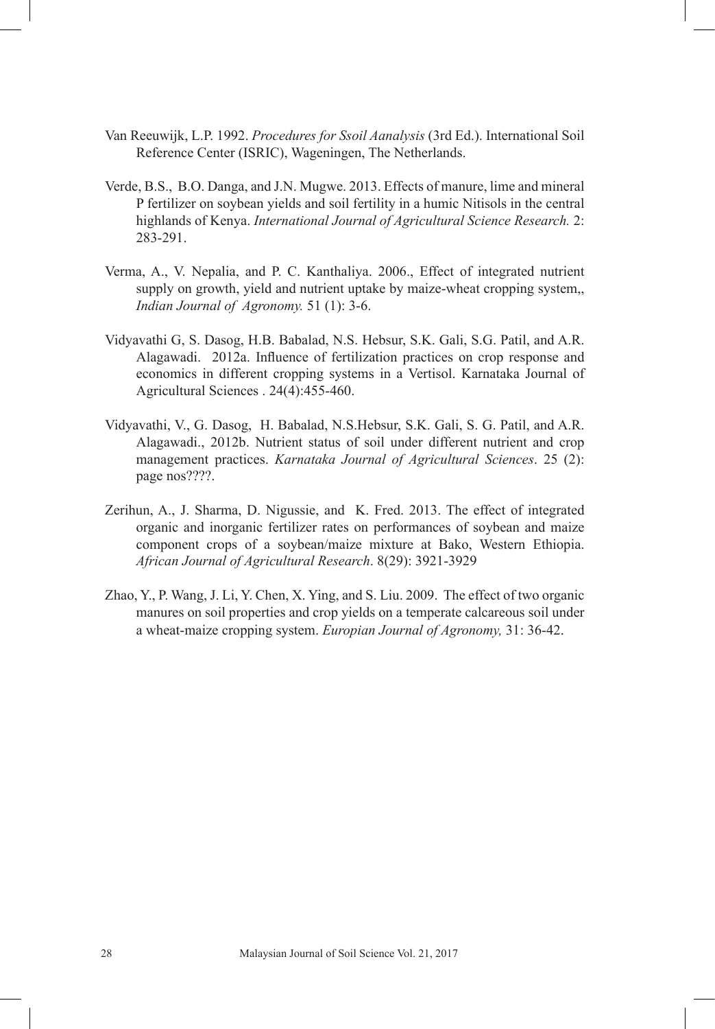Van Reeuwijk, L.P. 1992. *Procedures for Ssoil Aanalysis* (3rd Ed.). International Soil Reference Center (ISRIC), Wageningen, The Netherlands.

Verde, B.S., B.O. Danga, and J.N. Mugwe. 2013. Effects of manure, lime and mineral P fertilizer on soybean yields and soil fertility in a humic Nitisols in the central highlands of Kenya. *International Journal of Agricultural Science Research.* 2: 283-291.

Verma, A., V. Nepalia, and P. C. Kanthaliya. 2006., Effect of integrated nutrient supply on growth, yield and nutrient uptake by maize-wheat cropping system,, *Indian Journal of Agronomy.* 51 (1): 3-6.

Vidyavathi G, S. Dasog, H.B. Babalad, N.S. Hebsur, S.K. Gali, S.G. Patil, and A.R. Alagawadi. 2012a. Influence of fertilization practices on crop response and economics in different cropping systems in a Vertisol. Karnataka Journal of Agricultural Sciences . 24(4):455-460.

Vidyavathi, V., G. Dasog, H. Babalad, N.S.Hebsur, S.K. Gali, S. G. Patil, and A.R. Alagawadi., 2012b. Nutrient status of soil under different nutrient and crop management practices. *Karnataka Journal of Agricultural Sciences*. 25 (2): page nos????.

Zerihun, A., J. Sharma, D. Nigussie, and K. Fred. 2013. The effect of integrated organic and inorganic fertilizer rates on performances of soybean and maize component crops of a soybean/maize mixture at Bako, Western Ethiopia. *African Journal of Agricultural Research*. 8(29): 3921-3929

Zhao, Y., P. Wang, J. Li, Y. Chen, X. Ying, and S. Liu. 2009. The effect of two organic manures on soil properties and crop yields on a temperate calcareous soil under a wheat-maize cropping system. *Europian Journal of Agronomy,* 31: 36-42.